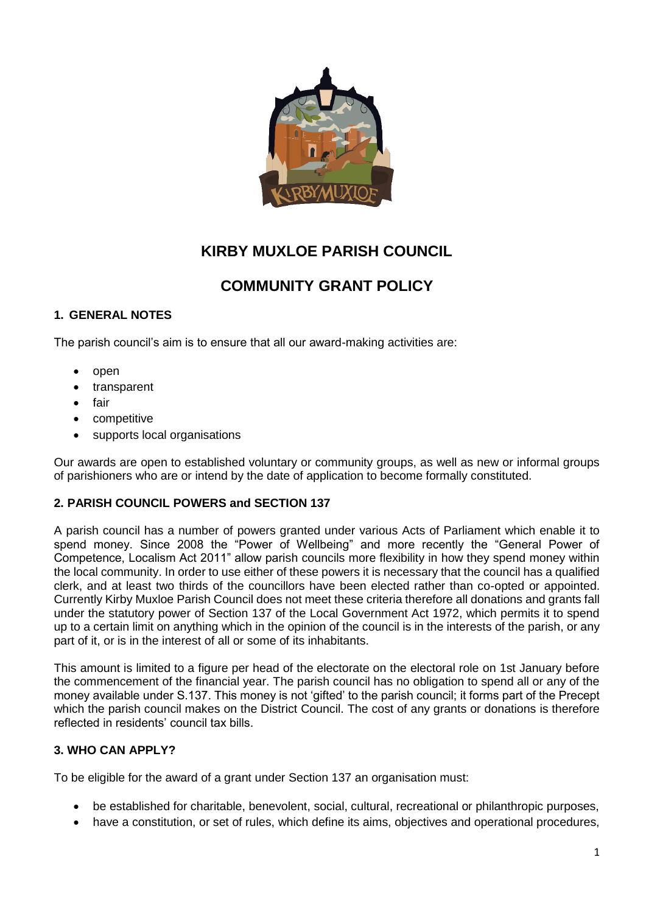# KIRBY MUXLOE PARISH COUNCIL

# COMMUNITY GRANT POLICY

## 1. GENERAL NOTES

The parish council's aim is to ensure that all our award-making activities are:

- open
- transparent
- fair
- competitive
- supports local organisations

Our awards are open to established voluntary or community groups, as well as new or informal groups of parishioners who are or intend by the date of application to become formally constituted.

## 2. PARISH COUNCIL POWERS and SECTION 137

A parish council has a number of powers granted under various Acts of Parliament which enable it to spend money. Since 2008 the "Power of Wellbeing" and more recently the "General Power of Competence, Localism Act 2011" allow parish councils more flexibility in how they spend money within the local community. In order to use either of these powers it is necessary that the council has a qualified clerk, and at least two thirds of the councillors have been elected rather than co-opted or appointed. Currently Kirby Muxloe Parish Council does not meet these criteria therefore all donations and grants fall under the statutory power of Section 137 of the Local Government Act 1972, which permits it to spend up to a certain limit on anything which in the opinion of the council is in the interests of the parish, or any part of it, or is in the interest of all or some of its inhabitants.

This amount is limited to a figure per head of the electorate on the electoral role on 1st January before the commencement of the financial year. The parish council has no obligation to spend all or any of the money available under S.137. This money is not 'gifted' to the parish council; it forms part of the Precept which the parish council makes on the District Council. The cost of any grants or donations is therefore reflected in residents' council tax bills.

## 3. WHO CAN APPLY?

To be eligible for the award of a grant under Section 137 an organisation must:

- be established for charitable, benevolent, social, cultural, recreational or philanthropic purposes,
- have a constitution, or set of rules, which define its aims, objectives and operational procedures,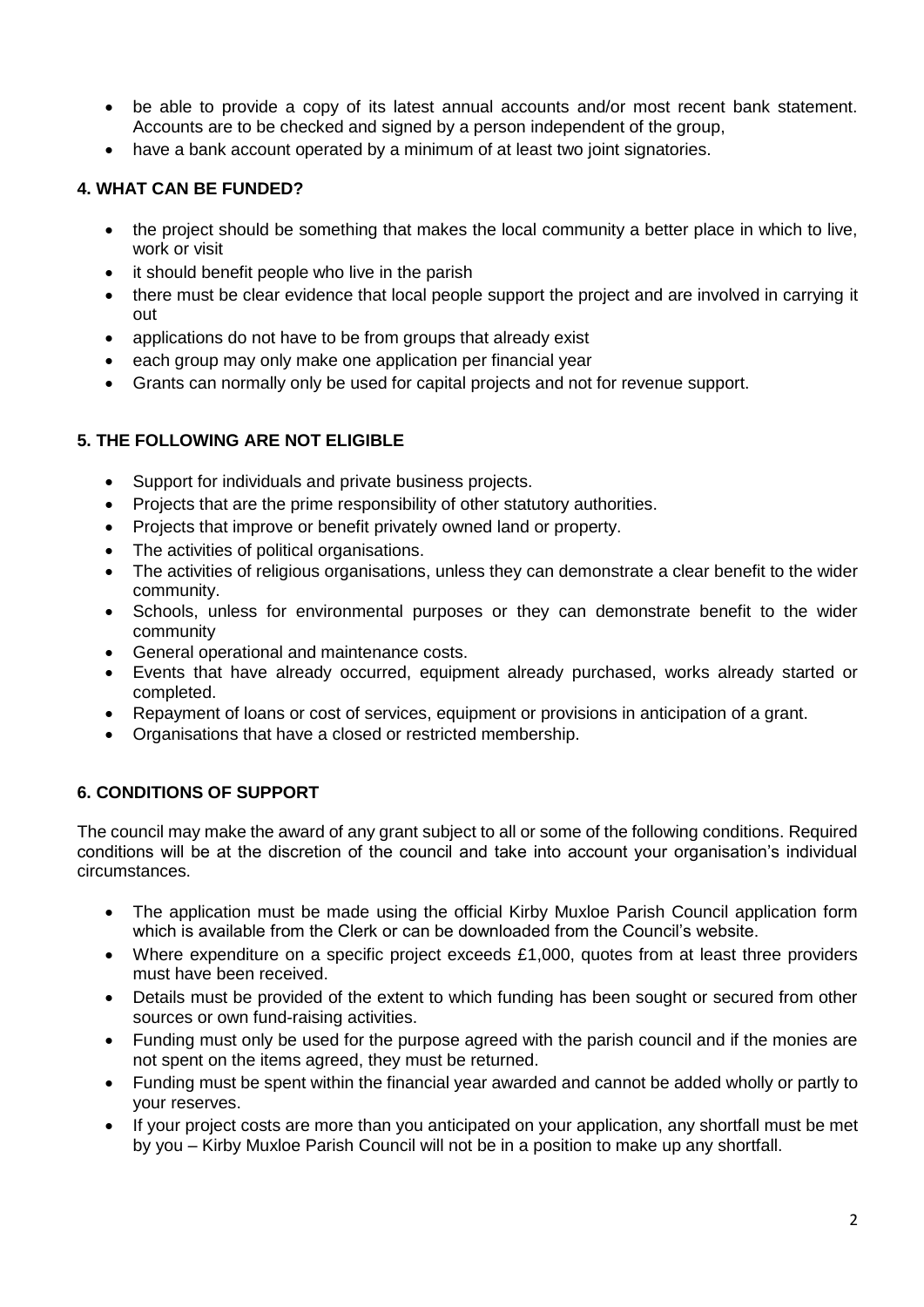- be able to provide a copy of its latest annual accounts and/or most recent bank statement. Accounts are to be checked and signed by a person independent of the group,
- have a bank account operated by a minimum of at least two joint signatories.

## 4. WHAT CAN BE FUNDED?

- the project should be something that makes the local community a better place in which to live, work or visit
- it should benefit people who live in the parish
- there must be clear evidence that local people support the project and are involved in carrying it out
- applications do not have to be from groups that already exist
- each group may only make one application per financial year
- Grants can normally only be used for capital projects and not for revenue support.

## 5. THE FOLLOWING ARE NOT ELIGIBLE

- Support for individuals and private business projects.
- Projects that are the prime responsibility of other statutory authorities.
- Projects that improve or benefit privately owned land or property.
- The activities of political organisations.
- The activities of religious organisations, unless they can demonstrate a clear benefit to the wider community.
- Schools, unless for environmental purposes or they can demonstrate benefit to the wider community
- General operational and maintenance costs.
- Events that have already occurred, equipment already purchased, works already started or completed.
- Repayment of loans or cost of services, equipment or provisions in anticipation of a grant.
- Organisations that have a closed or restricted membership.

## 6. CONDITIONS OF SUPPORT

The council may make the award of any grant subject to all or some of the following conditions. Required conditions will be at the discretion of the council and take into account your organisation's individual circumstances.

- The application must be made using the official Kirby Muxloe Parish Council application form which is available from the Clerk or can be downloaded from the Council's website.
- Where expenditure on a specific project exceeds £1,000, quotes from at least three providers must have been received.
- Details must be provided of the extent to which funding has been sought or secured from other sources or own fund-raising activities.
- Funding must only be used for the purpose agreed with the parish council and if the monies are not spent on the items agreed, they must be returned.
- Funding must be spent within the financial year awarded and cannot be added wholly or partly to your reserves.
- If your project costs are more than you anticipated on your application, any shortfall must be met by you – Kirby Muxloe Parish Council will not be in a position to make up any shortfall.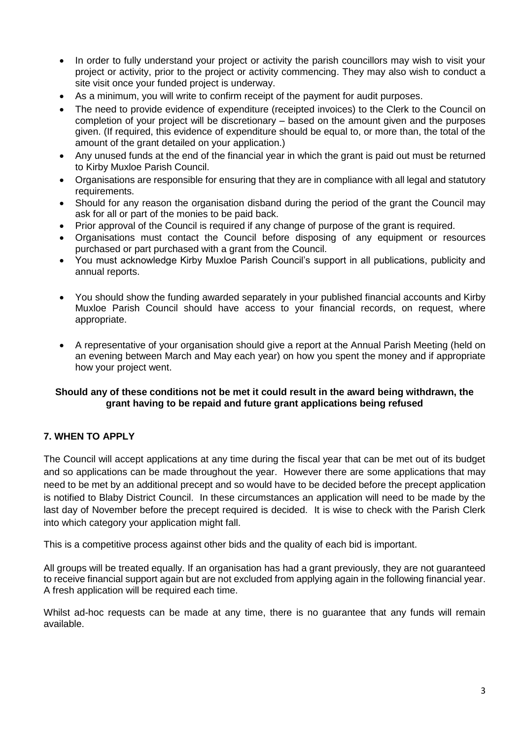- In order to fully understand your project or activity the parish councillors may wish to visit your project or activity, prior to the project or activity commencing. They may also wish to conduct a site visit once your funded project is underway.
- As a minimum, you will write to confirm receipt of the payment for audit purposes.
- The need to provide evidence of expenditure (receipted invoices) to the Clerk to the Council on completion of your project will be discretionary – based on the amount given and the purposes given. (If required, this evidence of expenditure should be equal to, or more than, the total of the amount of the grant detailed on your application.)
- Any unused funds at the end of the financial year in which the grant is paid out must be returned to Kirby Muxloe Parish Council.
- Organisations are responsible for ensuring that they are in compliance with all legal and statutory requirements.
- Should for any reason the organisation disband during the period of the grant the Council may ask for all or part of the monies to be paid back.
- Prior approval of the Council is required if any change of purpose of the grant is required.
- Organisations must contact the Council before disposing of any equipment or resources purchased or part purchased with a grant from the Council.
- You must acknowledge Kirby Muxloe Parish Council's support in all publications, publicity and annual reports.
- You should show the funding awarded separately in your published financial accounts and Kirby Muxloe Parish Council should have access to your financial records, on request, where appropriate.
- A representative of your organisation should give a report at the Annual Parish Meeting (held on an evening between March and May each year) on how you spent the money and if appropriate how your project went.

**Should any of these conditions not be met it could result in the award being withdrawn, the grant having to be repaid and future grant applications being refused**

## 7. WHEN TO APPLY

The Council will accept applications at any time during the fiscal year that can be met out of its budget and so applications can be made throughout the year. However there are some applications that may need to be met by an additional precept and so would have to be decided before the precept application is notified to Blaby District Council. In these circumstances an application will need to be made by the last day of November before the precept required is decided. It is wise to check with the Parish Clerk into which category your application might fall.

This is a competitive process against other bids and the quality of each bid is important.

All groups will be treated equally. If an organisation has had a grant previously, they are not guaranteed to receive financial support again but are not excluded from applying again in the following financial year. A fresh application will be required each time.

Whilst ad-hoc requests can be made at any time, there is no guarantee that any funds will remain available.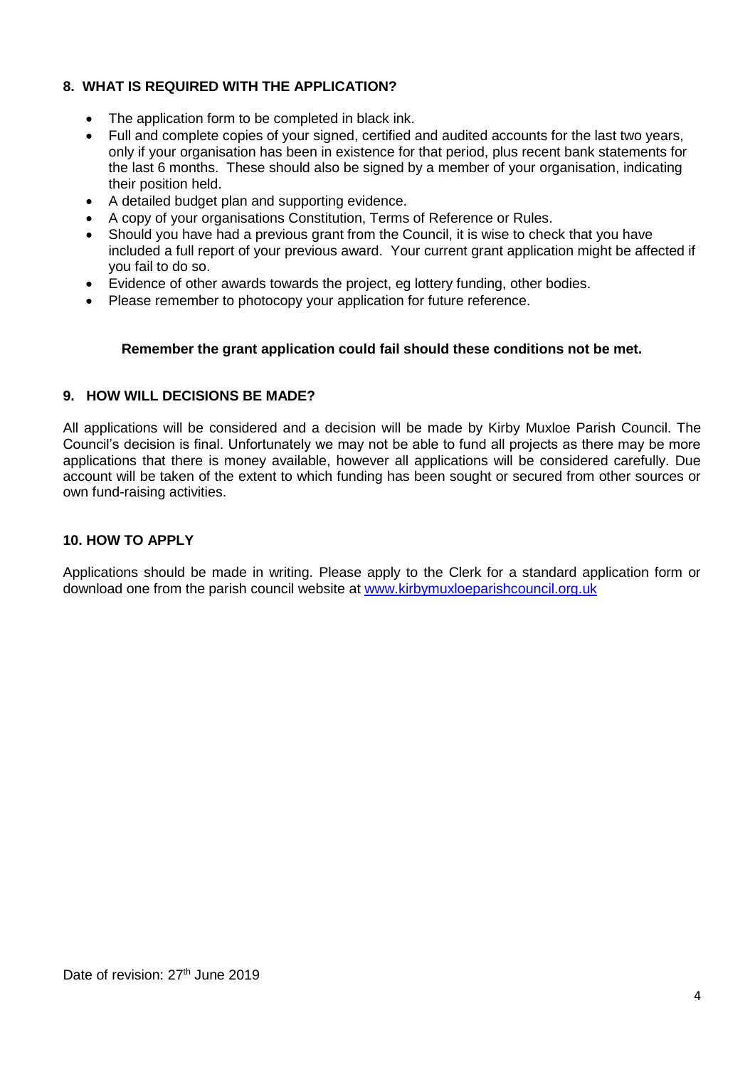## 8. WHAT IS REQUIRED WITH THE APPLICATION?

- The application form to be completed in black ink.
- Full and complete copies of your signed, certified and audited accounts for the last two years, only if your organisation has been in existence for that period, plus recent bank statements for the last 6 months. These should also be signed by a member of your organisation, indicating their position held.
- A detailed budget plan and supporting evidence.
- A copy of your organisations Constitution, Terms of Reference or Rules.
- Should you have had a previous grant from the Council, it is wise to check that you have included a full report of your previous award. Your current grant application might be affected if you fail to do so.
- Evidence of other awards towards the project, eg lottery funding, other bodies.
- Please remember to photocopy your application for future reference.

**Remember the grant application could fail should these conditions not be met.**

## 9. HOW WILL DECISIONS BE MADE?

All applications will be considered and a decision will be made by Kirby Muxloe Parish Council. The Council's decision is final. Unfortunately we may not be able to fund all projects as there may be more applications that there is money available, however all applications will be considered carefully. Due account will be taken of the extent to which funding has been sought or secured from other sources or own fund-raising activities.

## 10. HOW TO APPLY

Applications should be made in writing. Please apply to the Clerk for a standard application form or download one from the parish council website at [www.kirbymuxloeparishcouncil.org.uk](http://www.kirbymuxloeparishcouncil.org.uk)

Date of revision: 27th June 2019